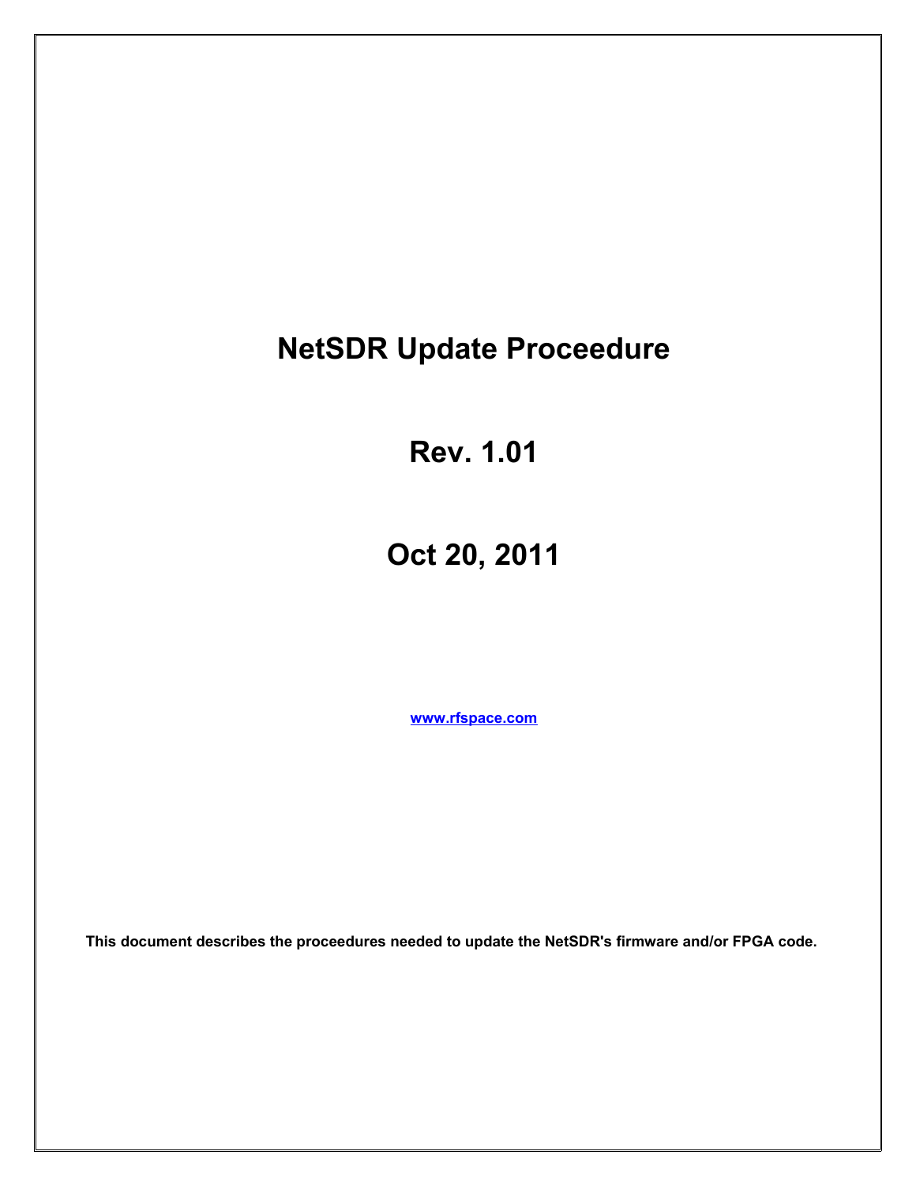# NetSDR Update Proceedure

## Rev. 1.01

## Oct 20, 2011

[www.rfspace.com](http://www.rfspace.com)

**This document describes the proceedures needed to update the NetSDR's firmware and/or FPGA code.**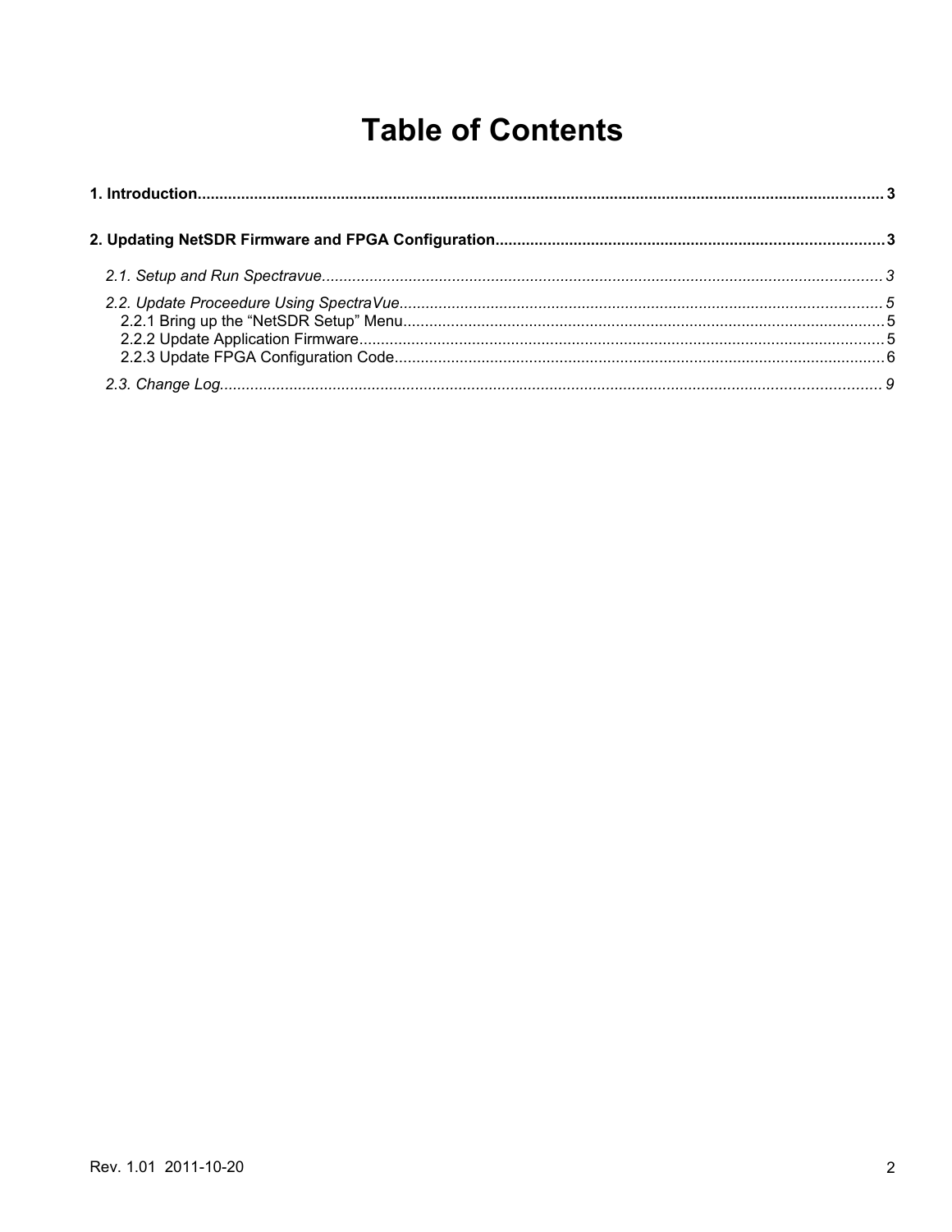# Table of Contents

**1. Introduction** .......... 3

**2. Updating NetSDR Firmware and FPGA Configuration** .......... 3

*2.1. Setup and Run Spectravue* .......... 3

*2.2. Update Proceedure Using SpectraVue* .......... 5

2.2.1 Bring up the “NetSDR Setup” Menu .......... 5

2.2.2 Update Application Firmware .......... 5

2.2.3 Update FPGA Configuration Code .......... 6

*2.3. Change Log* .......... 9

Rev. 1.01 2011-10-20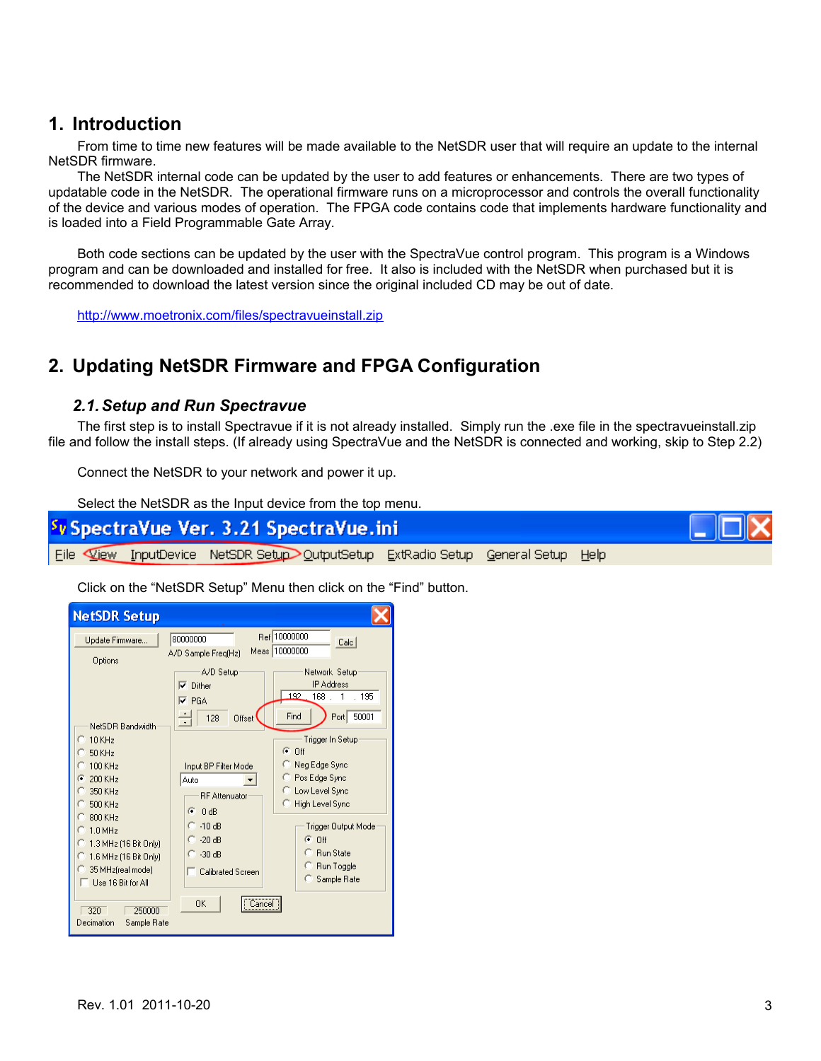# 1. Introduction

From time to time new features will be made available to the NetSDR user that will require an update to the internal NetSDR firmware.

The NetSDR internal code can be updated by the user to add features or enhancements. There are two types of updatable code in the NetSDR. The operational firmware runs on a microprocessor and controls the overall functionality of the device and various modes of operation. The FPGA code contains code that implements hardware functionality and is loaded into a Field Programmable Gate Array.

Both code sections can be updated by the user with the SpectraVue control program. This program is a Windows program and can be downloaded and installed for free. It also is included with the NetSDR when purchased but it is recommended to download the latest version since the original included CD may be out of date.

http://www.moetronix.com/files/spectravueinstall.zip

# 2. Updating NetSDR Firmware and FPGA Configuration

## 2.1. Setup and Run Spectravue

The first step is to install Spectravue if it is not already installed. Simply run the .exe file in the spectravueinstall.zip file and follow the install steps. (If already using SpectraVue and the NetSDR is connected and working, skip to Step 2.2)

Connect the NetSDR to your network and power it up.

Select the NetSDR as the Input device from the top menu.

Click on the “NetSDR Setup” Menu then click on the “Find” button.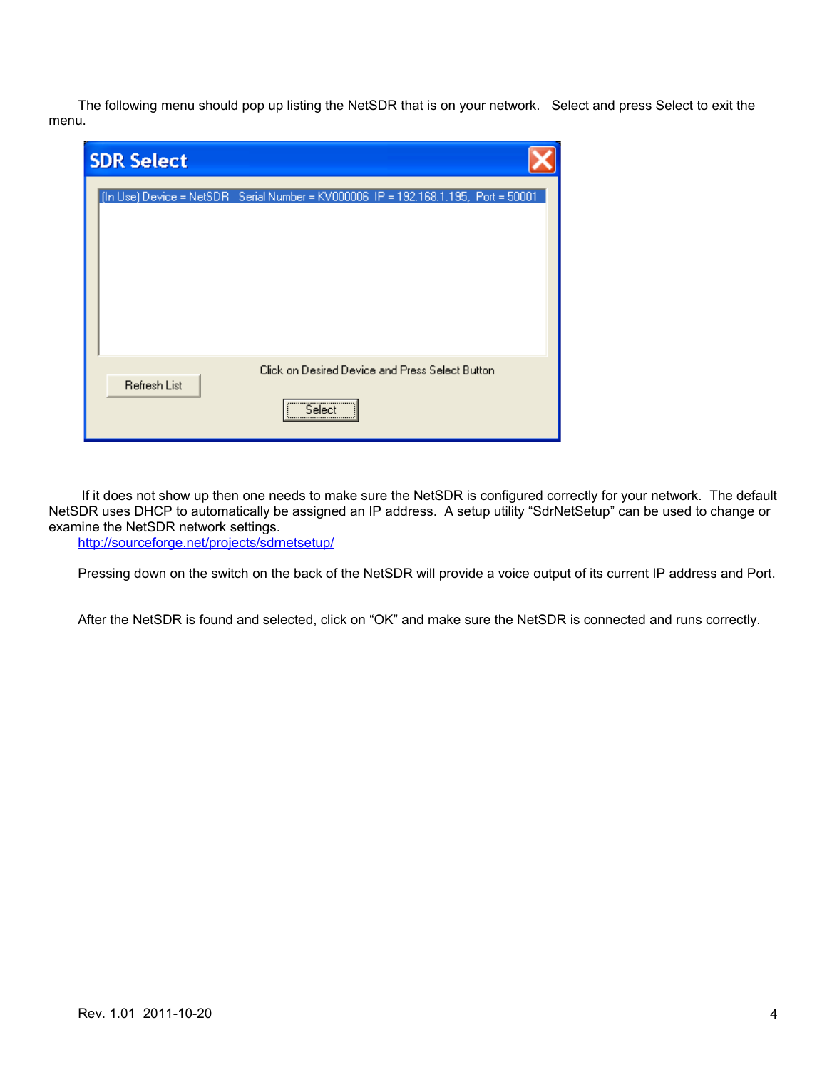The following menu should pop up listing the NetSDR that is on your network. Select and press Select to exit the menu.

If it does not show up then one needs to make sure the NetSDR is configured correctly for your network. The default NetSDR uses DHCP to automatically be assigned an IP address. A setup utility “SdrNetSetup” can be used to change or examine the NetSDR network settings.
http://sourceforge.net/projects/sdrnetsetup/

Pressing down on the switch on the back of the NetSDR will provide a voice output of its current IP address and Port.

After the NetSDR is found and selected, click on “OK” and make sure the NetSDR is connected and runs correctly.

Rev. 1.01 2011-10-20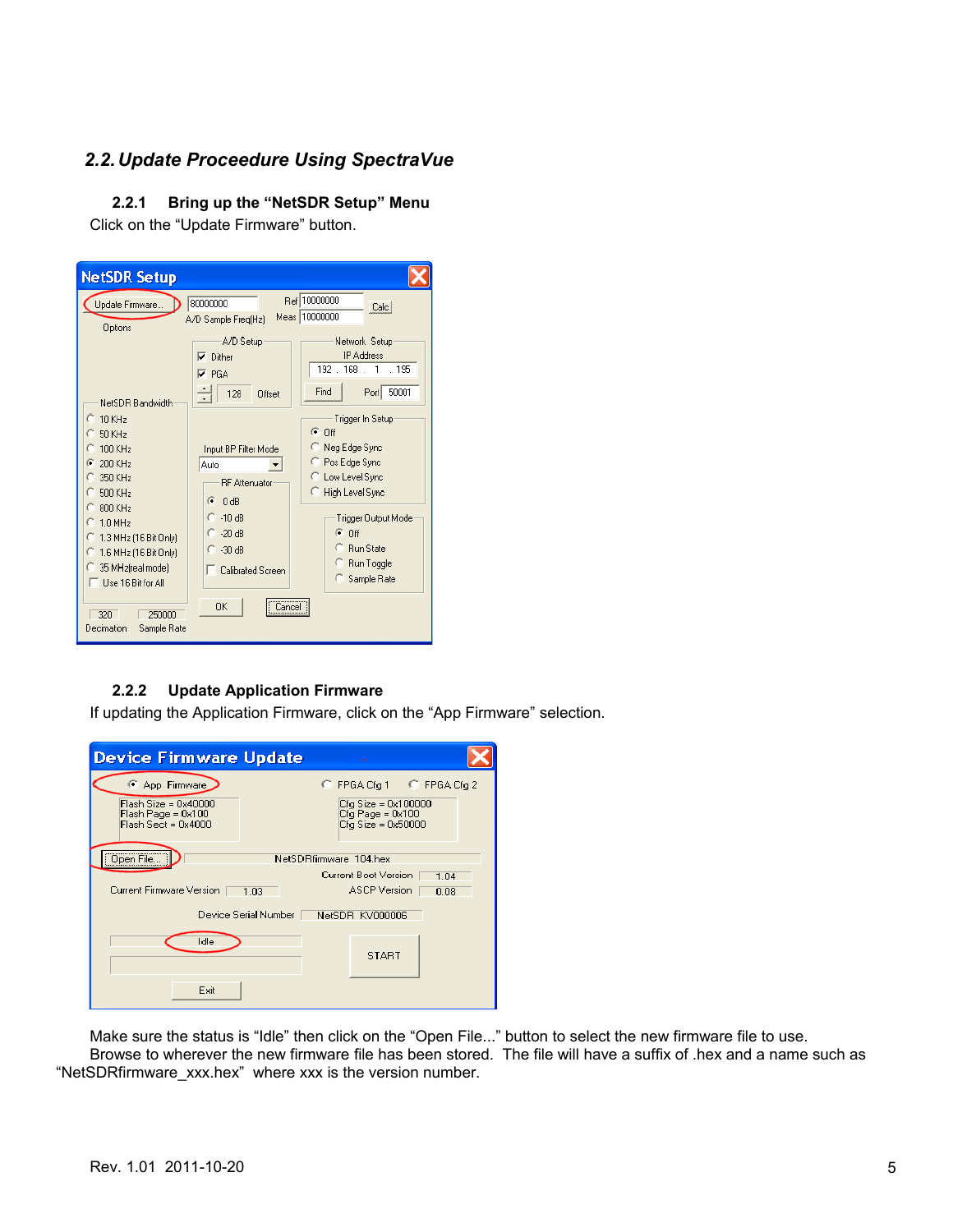## 2.2. Update Proceedure Using SpectraVue

### 2.2.1 Bring up the “NetSDR Setup” Menu

Click on the “Update Firmware” button.

### 2.2.2 Update Application Firmware

If updating the Application Firmware, click on the “App Firmware” selection.

Make sure the status is “Idle” then click on the “Open File...” button to select the new firmware file to use.

Browse to wherever the new firmware file has been stored. The file will have a suffix of .hex and a name such as “NetSDRfirmware_xxx.hex” where xxx is the version number.

Rev. 1.01 2011-10-20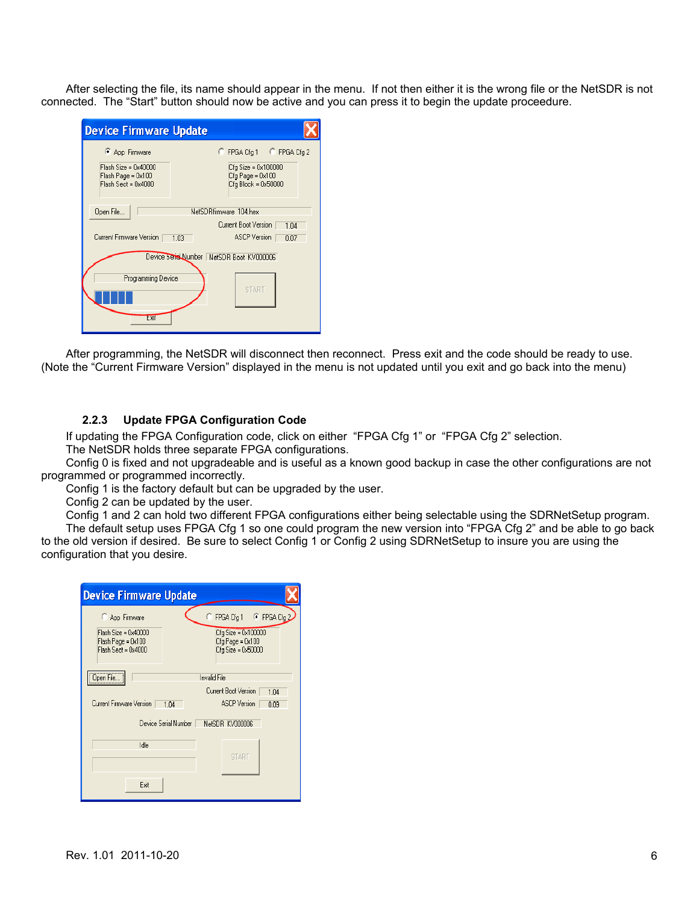After selecting the file, its name should appear in the menu. If not then either it is the wrong file or the NetSDR is not connected. The "Start" button should now be active and you can press it to begin the update proceedure.

After programming, the NetSDR will disconnect then reconnect. Press exit and the code should be ready to use. (Note the "Current Firmware Version" displayed in the menu is not updated until you exit and go back into the menu)

### 2.2.3 Update FPGA Configuration Code

If updating the FPGA Configuration code, click on either "FPGA Cfg 1" or "FPGA Cfg 2" selection.

The NetSDR holds three separate FPGA configurations.

Config 0 is fixed and not upgradeable and is useful as a known good backup in case the other configurations are not programmed or programmed incorrectly.

Config 1 is the factory default but can be upgraded by the user.

Config 2 can be updated by the user.

Config 1 and 2 can hold two different FPGA configurations either being selectable using the SDRNetSetup program.

The default setup uses FPGA Cfg 1 so one could program the new version into "FPGA Cfg 2" and be able to go back to the old version if desired. Be sure to select Config 1 or Config 2 using SDRNetSetup to insure you are using the configuration that you desire.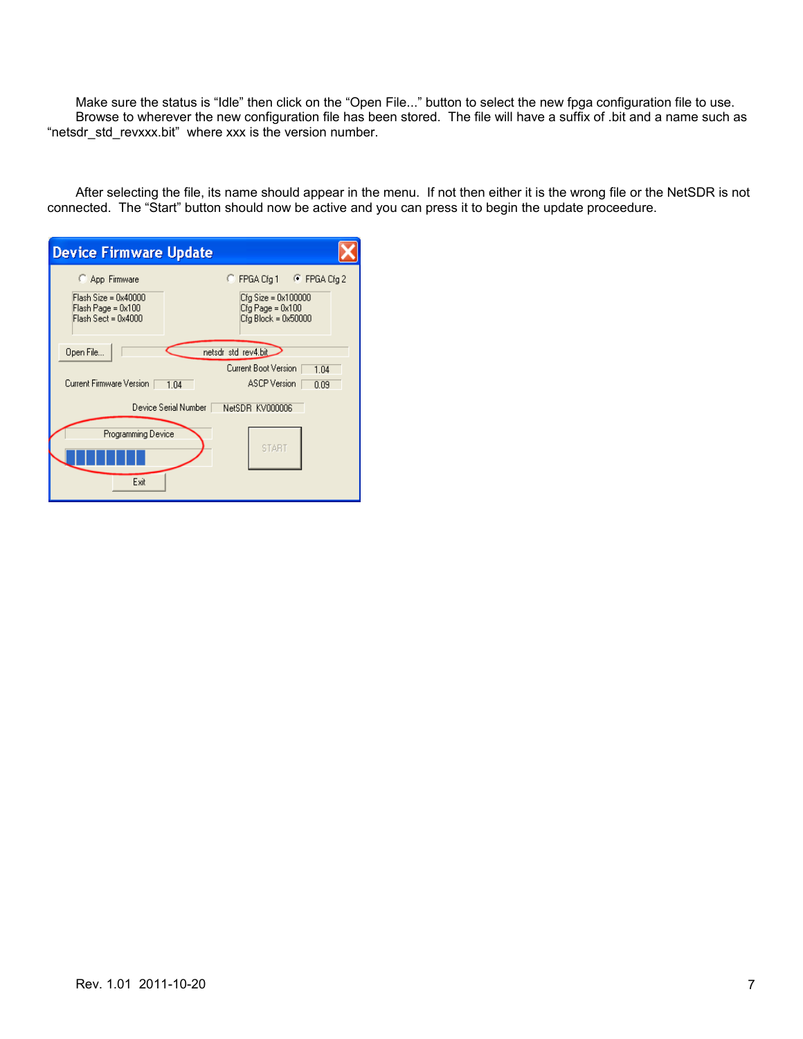Make sure the status is "Idle" then click on the "Open File..." button to select the new fpga configuration file to use. Browse to wherever the new configuration file has been stored. The file will have a suffix of .bit and a name such as "netsdr_std_revxxx.bit" where xxx is the version number.

After selecting the file, its name should appear in the menu. If not then either it is the wrong file or the NetSDR is not connected. The "Start" button should now be active and you can press it to begin the update proceedure.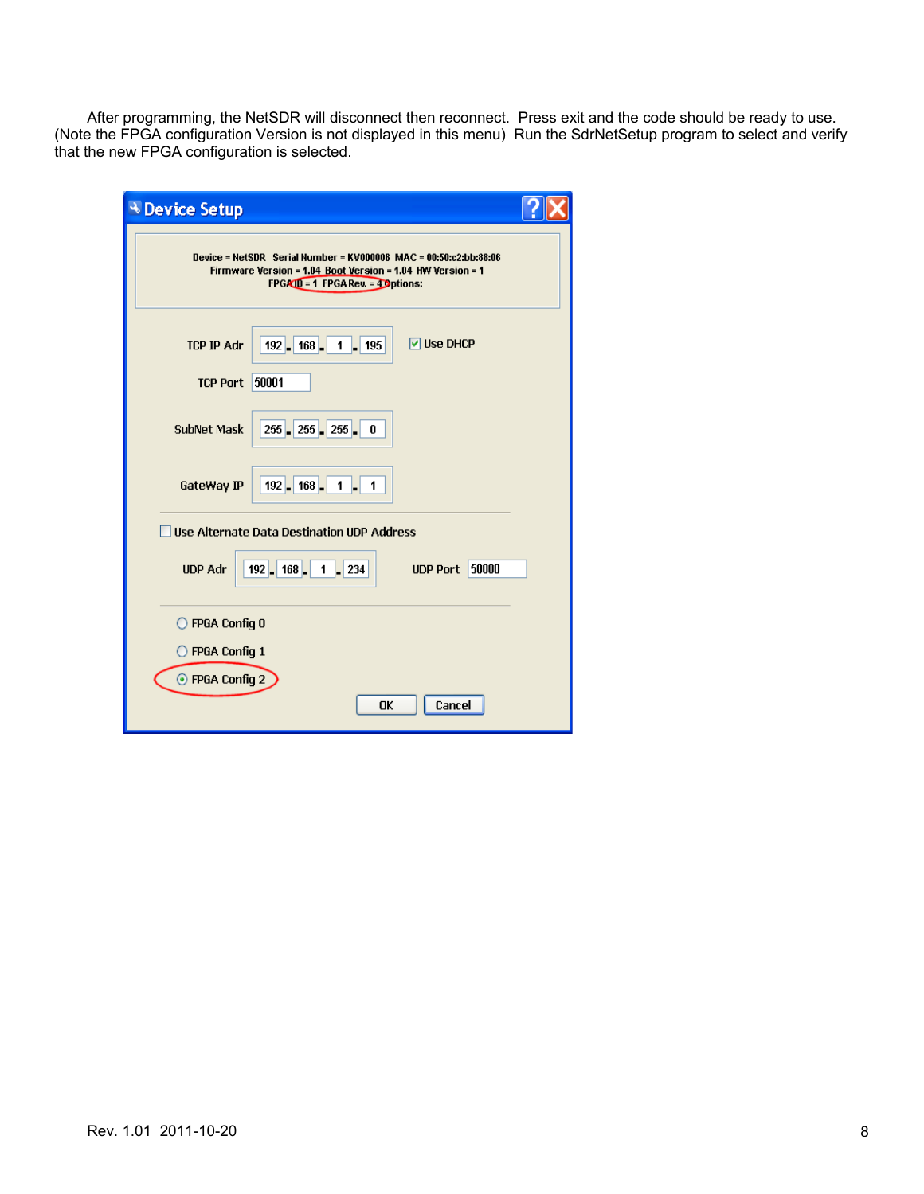After programming, the NetSDR will disconnect then reconnect. Press exit and the code should be ready to use. (Note the FPGA configuration Version is not displayed in this menu) Run the SdrNetSetup program to select and verify that the new FPGA configuration is selected.

**Device Setup**

Device = NetSDR Serial Number = KV000006 MAC = 00:50:c2:bb:88:06
Firmware Version = 1.04 Boot Version = 1.04 HW Version = 1
FPGA ID = 1 FPGA Rev. = 4 Options:

TCP IP Adr: 192 . 168 . 1 . 195 ☑ Use DHCP

TCP Port: 50001

SubNet Mask: 255 . 255 . 255 . 0

GateWay IP: 192 . 168 . 1 . 1

☐ Use Alternate Data Destination UDP Address

UDP Adr: 192 . 168 . 1 . 234 UDP Port: 50000

○ FPGA Config 0

○ FPGA Config 1

◉ FPGA Config 2

OK Cancel

Rev. 1.01 2011-10-20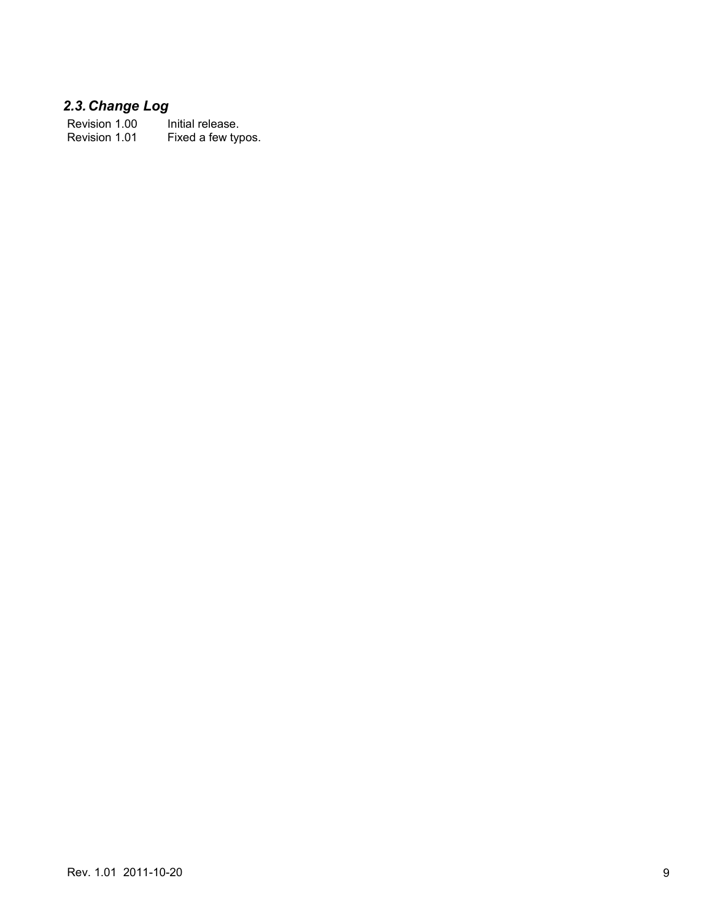### *2.3. Change Log*

| | |
|---|---|
| Revision 1.00 | Initial release. |
| Revision 1.01 | Fixed a few typos. |